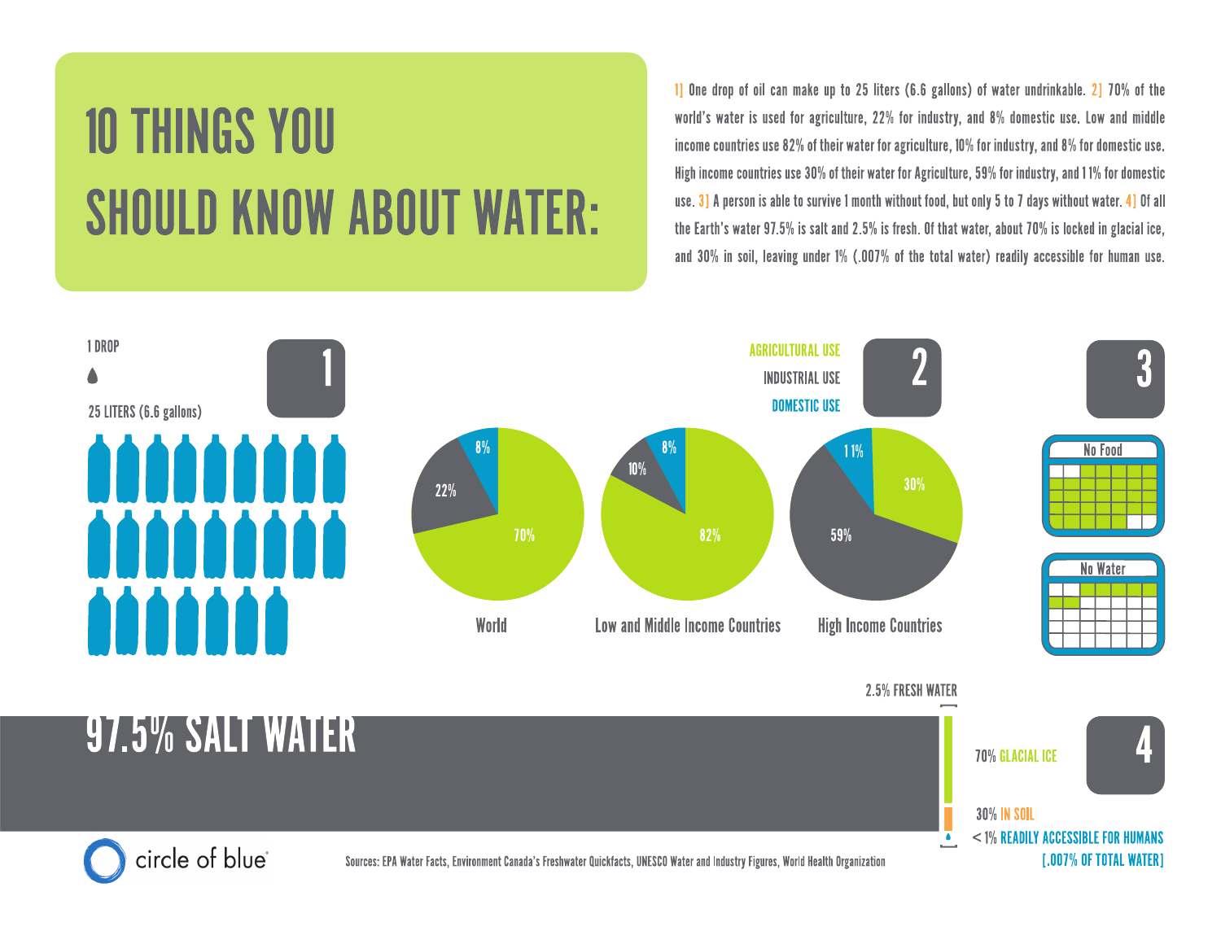# 10 THINGS YOU SHOULD KNOW ABOUT WATER:

1] One drop of oil can make up to 25 liters (6.6 gallons) of water undrinkable. 2] 70% of the world's water is used for agriculture, 22% for industry, and 8% domestic use. Low and middle income countries use 82% of their water for agriculture, 10% for industry, and 8% for domestic use. High income countries use 30% of their water for Agriculture, 59% for industry, and 11% for domestic use. 3] A person is able to survive 1 month without food, but only 5 to 7 days without water. 4] Of all the Earth's water 97.5% is salt and 2.5% is fresh. Of that water, about 70% is locked in glacial ice, and 30% in soil, leaving under 1% (.007% of the total water) readily accessible for human use.

## 1

1 DROP

25 LITERS (6.6 gallons)

## 2

AGRICULTURAL USE

INDUSTRIAL USE

DOMESTIC USE

| | Agricultural Use | Industrial Use | Domestic Use |
|---|---|---|---|
| World | 70% | 22% | 8% |
| Low and Middle Income Countries | 82% | 10% | 8% |
| High Income Countries | 30% | 59% | 11% |

## 3

No Food

No Water

## 4

97.5% SALT WATER

2.5% FRESH WATER

70% GLACIAL ICE

30% IN SOIL

< 1% READILY ACCESSIBLE FOR HUMANS [.007% OF TOTAL WATER]

circle of blue®

Sources: EPA Water Facts, Environment Canada's Freshwater Quickfacts, UNESCO Water and Industry Figures, World Health Organization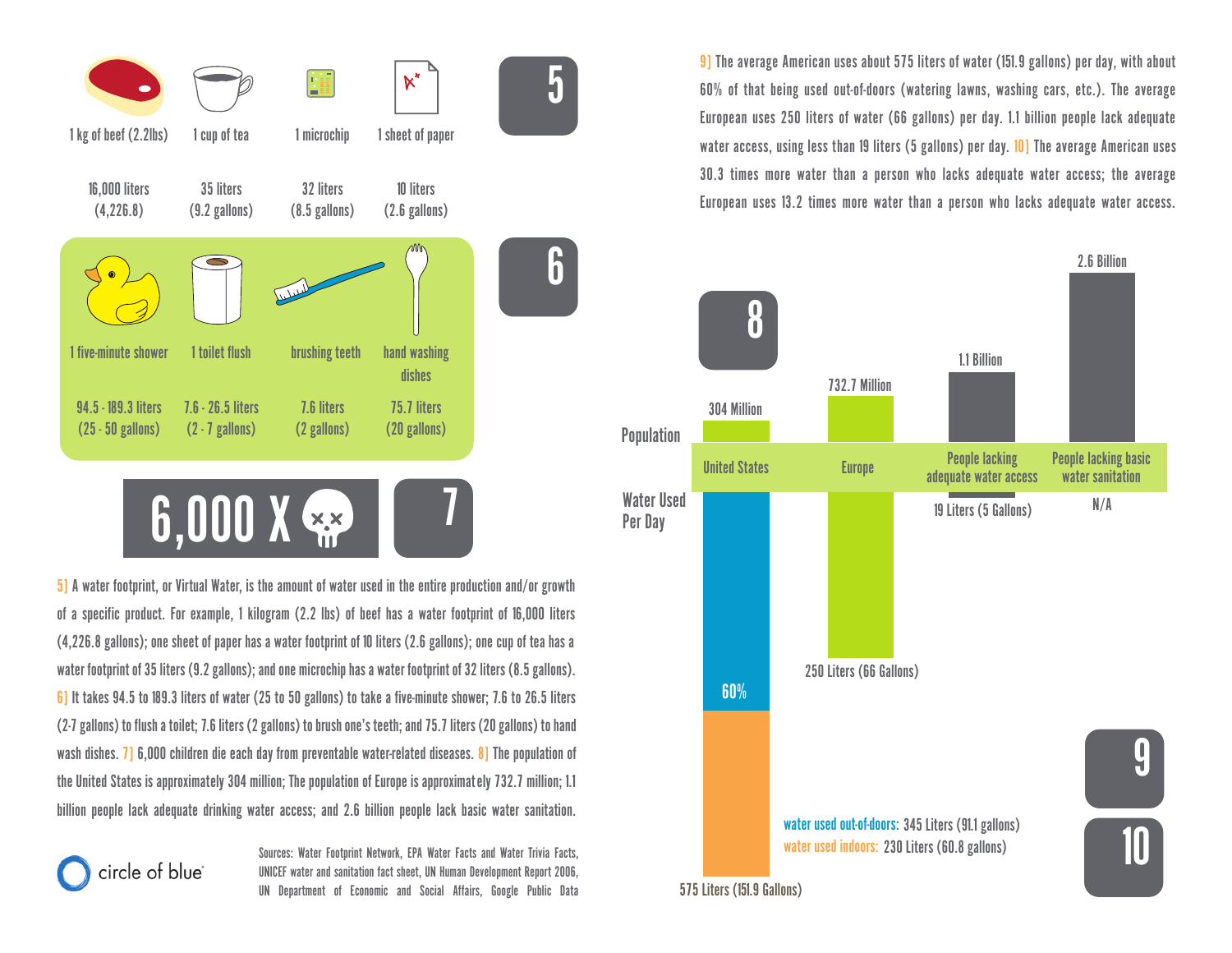1 kg of beef (2.2lbs)

16,000 liters
(4,226.8)

1 cup of tea

35 liters
(9.2 gallons)

1 microchip

32 liters
(8.5 gallons)

1 sheet of paper

10 liters
(2.6 gallons)

5

1 five-minute shower

94.5 - 189.3 liters
(25 - 50 gallons)

1 toilet flush

7.6 - 26.5 liters
(2 - 7 gallons)

brushing teeth

7.6 liters
(2 gallons)

hand washing dishes

75.7 liters
(20 gallons)

6

6,000 X

7

5] A water footprint, or Virtual Water, is the amount of water used in the entire production and/or growth of a specific product. For example, 1 kilogram (2.2 lbs) of beef has a water footprint of 16,000 liters (4,226.8 gallons); one sheet of paper has a water footprint of 10 liters (2.6 gallons); one cup of tea has a water footprint of 35 liters (9.2 gallons); and one microchip has a water footprint of 32 liters (8.5 gallons). 6] It takes 94.5 to 189.3 liters of water (25 to 50 gallons) to take a five-minute shower; 7.6 to 26.5 liters (2-7 gallons) to flush a toilet; 7.6 liters (2 gallons) to brush one's teeth; and 75.7 liters (20 gallons) to hand wash dishes. 7] 6,000 children die each day from preventable water-related diseases. 8] The population of the United States is approximately 304 million; The population of Europe is approximately 732.7 million; 1.1 billion people lack adequate drinking water access; and 2.6 billion people lack basic water sanitation.

circle of blue

Sources: Water Footprint Network, EPA Water Facts and Water Trivia Facts, UNICEF water and sanitation fact sheet, UN Human Development Report 2006, UN Department of Economic and Social Affairs, Google Public Data

9] The average American uses about 575 liters of water (151.9 gallons) per day, with about 60% of that being used out-of-doors (watering lawns, washing cars, etc.). The average European uses 250 liters of water (66 gallons) per day. 1.1 billion people lack adequate water access, using less than 19 liters (5 gallons) per day. 10] The average American uses 30.3 times more water than a person who lacks adequate water access; the average European uses 13.2 times more water than a person who lacks adequate water access.

8

Population

Water Used Per Day

United States

304 Million

60%

575 Liters (151.9 Gallons)

Europe

732.7 Million

250 Liters (66 Gallons)

People lacking adequate water access

1.1 Billion

19 Liters (5 Gallons)

People lacking basic water sanitation

2.6 Billion

N/A

water used out-of-doors: 345 Liters (91.1 gallons)

water used indoors: 230 Liters (60.8 gallons)

9

10